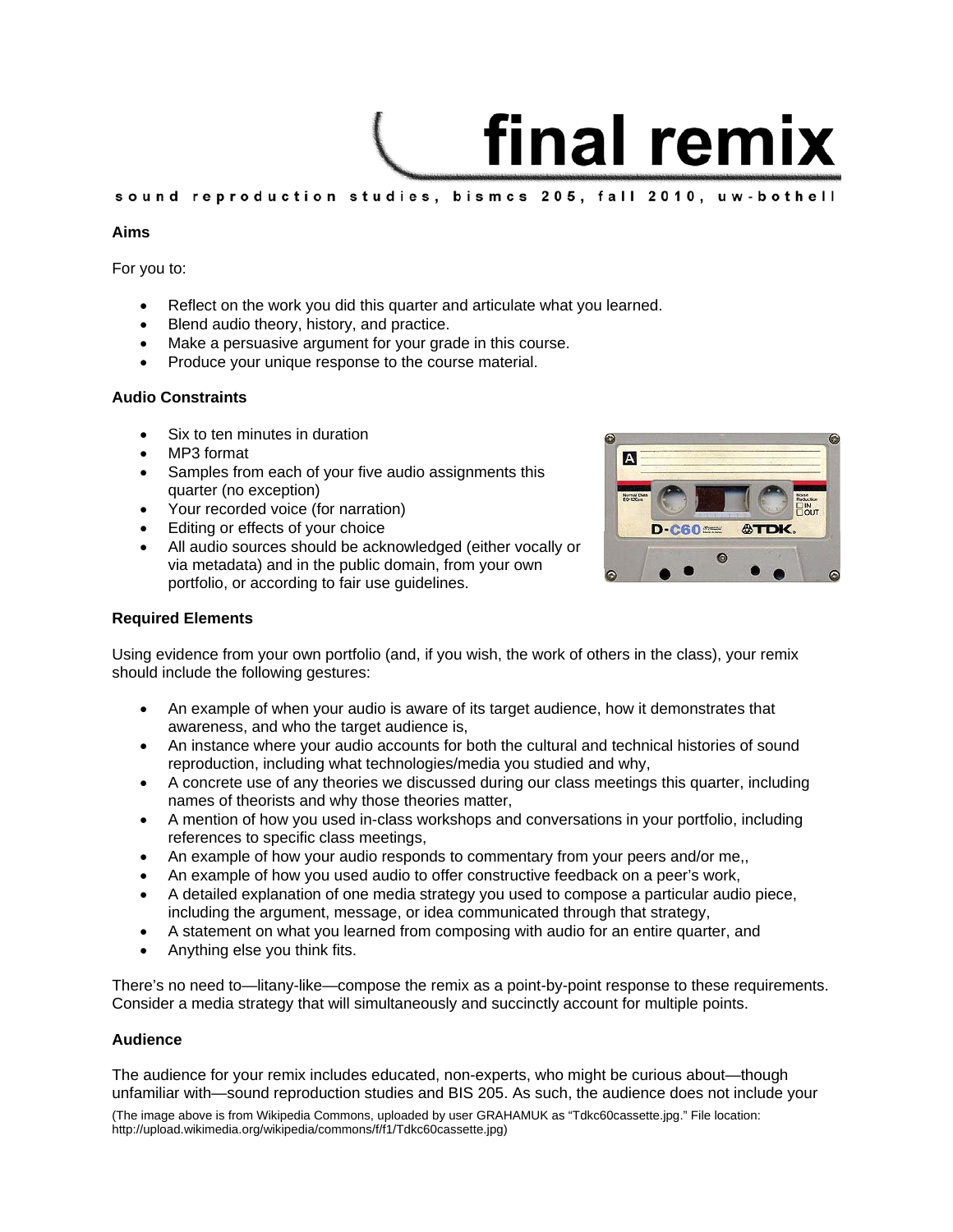# final remix

sound reproduction studies, bismcs 205, fall 2010, uw-bothell

**Aims**

For you to:

- Reflect on the work you did this quarter and articulate what you learned.
- Blend audio theory, history, and practice.
- Make a persuasive argument for your grade in this course.
- Produce your unique response to the course material.

**Audio Constraints**

- Six to ten minutes in duration
- MP3 format
- Samples from each of your five audio assignments this quarter (no exception)
- Your recorded voice (for narration)
- Editing or effects of your choice
- All audio sources should be acknowledged (either vocally or via metadata) and in the public domain, from your own portfolio, or according to fair use guidelines.

**Required Elements**

Using evidence from your own portfolio (and, if you wish, the work of others in the class), your remix should include the following gestures:

- An example of when your audio is aware of its target audience, how it demonstrates that awareness, and who the target audience is,
- An instance where your audio accounts for both the cultural and technical histories of sound reproduction, including what technologies/media you studied and why,
- A concrete use of any theories we discussed during our class meetings this quarter, including names of theorists and why those theories matter,
- A mention of how you used in-class workshops and conversations in your portfolio, including references to specific class meetings,
- An example of how your audio responds to commentary from your peers and/or me,,
- An example of how you used audio to offer constructive feedback on a peer's work,
- A detailed explanation of one media strategy you used to compose a particular audio piece, including the argument, message, or idea communicated through that strategy,
- A statement on what you learned from composing with audio for an entire quarter, and
- Anything else you think fits.

There's no need to—litany-like—compose the remix as a point-by-point response to these requirements. Consider a media strategy that will simultaneously and succinctly account for multiple points.

**Audience**

The audience for your remix includes educated, non-experts, who might be curious about—though unfamiliar with—sound reproduction studies and BIS 205. As such, the audience does not include your

(The image above is from Wikipedia Commons, uploaded by user GRAHAMUK as "Tdkc60cassette.jpg." File location: http://upload.wikimedia.org/wikipedia/commons/f/f1/Tdkc60cassette.jpg)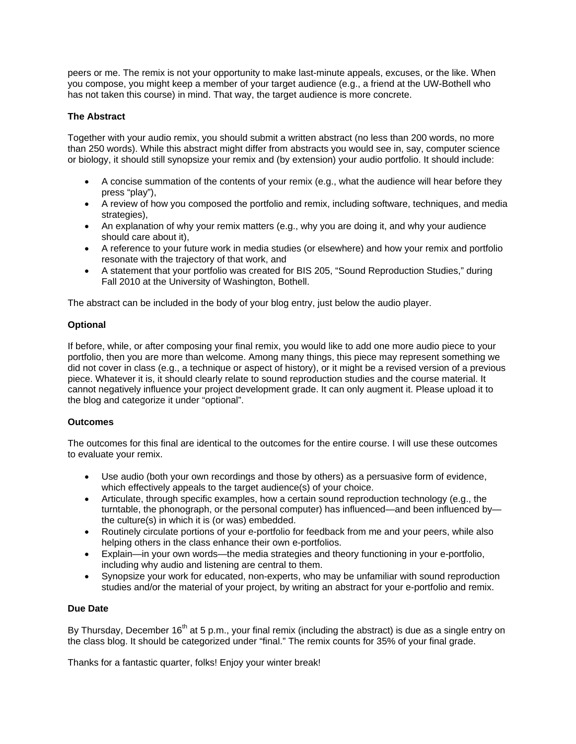peers or me. The remix is not your opportunity to make last-minute appeals, excuses, or the like. When you compose, you might keep a member of your target audience (e.g., a friend at the UW-Bothell who has not taken this course) in mind. That way, the target audience is more concrete.

**The Abstract**

Together with your audio remix, you should submit a written abstract (no less than 200 words, no more than 250 words). While this abstract might differ from abstracts you would see in, say, computer science or biology, it should still synopsize your remix and (by extension) your audio portfolio. It should include:

- A concise summation of the contents of your remix (e.g., what the audience will hear before they press "play"),
- A review of how you composed the portfolio and remix, including software, techniques, and media strategies),
- An explanation of why your remix matters (e.g., why you are doing it, and why your audience should care about it),
- A reference to your future work in media studies (or elsewhere) and how your remix and portfolio resonate with the trajectory of that work, and
- A statement that your portfolio was created for BIS 205, "Sound Reproduction Studies," during Fall 2010 at the University of Washington, Bothell.

The abstract can be included in the body of your blog entry, just below the audio player.

**Optional**

If before, while, or after composing your final remix, you would like to add one more audio piece to your portfolio, then you are more than welcome. Among many things, this piece may represent something we did not cover in class (e.g., a technique or aspect of history), or it might be a revised version of a previous piece. Whatever it is, it should clearly relate to sound reproduction studies and the course material. It cannot negatively influence your project development grade. It can only augment it. Please upload it to the blog and categorize it under "optional".

**Outcomes**

The outcomes for this final are identical to the outcomes for the entire course. I will use these outcomes to evaluate your remix.

- Use audio (both your own recordings and those by others) as a persuasive form of evidence, which effectively appeals to the target audience(s) of your choice.
- Articulate, through specific examples, how a certain sound reproduction technology (e.g., the turntable, the phonograph, or the personal computer) has influenced—and been influenced by—the culture(s) in which it is (or was) embedded.
- Routinely circulate portions of your e-portfolio for feedback from me and your peers, while also helping others in the class enhance their own e-portfolios.
- Explain—in your own words—the media strategies and theory functioning in your e-portfolio, including why audio and listening are central to them.
- Synopsize your work for educated, non-experts, who may be unfamiliar with sound reproduction studies and/or the material of your project, by writing an abstract for your e-portfolio and remix.

**Due Date**

By Thursday, December 16th at 5 p.m., your final remix (including the abstract) is due as a single entry on the class blog. It should be categorized under "final." The remix counts for 35% of your final grade.

Thanks for a fantastic quarter, folks! Enjoy your winter break!